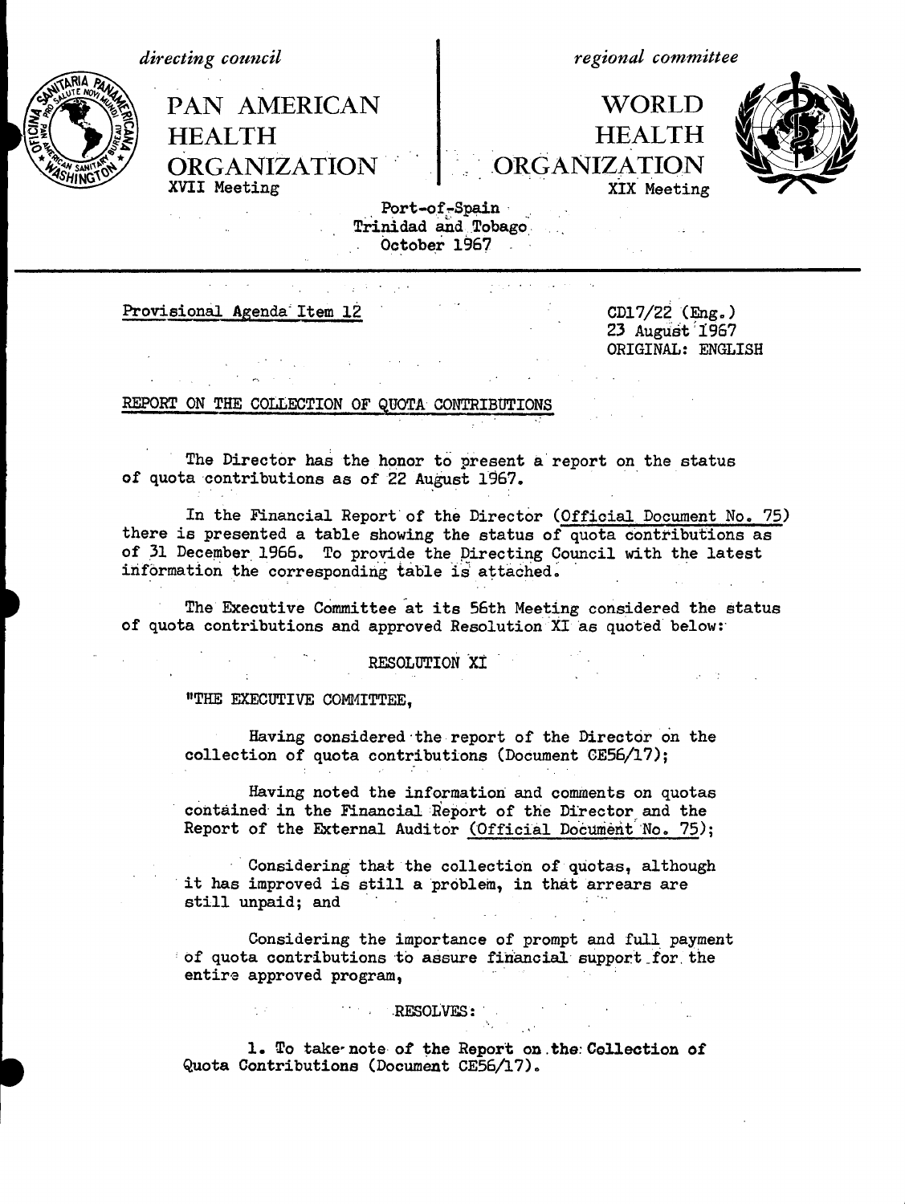*directing council*

PAN AMERICAN HEALTH ORGANIZATION

XVII Meeting

*regional committee*

WORLD HEALTH ORGANIZATION

XIX Meeting

Port-of-Spain
Trinidad and Tobago
October 1967

Provisional Agenda Item 12

CD17/22 (Eng.)
23 August 1967
ORIGINAL: ENGLISH

REPORT ON THE COLLECTION OF QUOTA CONTRIBUTIONS

The Director has the honor to present a report on the status of quota contributions as of 22 August 1967.

In the Financial Report of the Director (Official Document No. 75) there is presented a table showing the status of quota contributions as of 31 December 1966. To provide the Directing Council with the latest information the corresponding table is attached.

The Executive Committee at its 56th Meeting considered the status of quota contributions and approved Resolution XI as quoted below:

RESOLUTION XI

"THE EXECUTIVE COMMITTEE,

Having considered the report of the Director on the collection of quota contributions (Document CE56/17);

Having noted the information and comments on quotas contained in the Financial Report of the Director and the Report of the External Auditor (Official Document No. 75);

Considering that the collection of quotas, although it has improved is still a problem, in that arrears are still unpaid; and

Considering the importance of prompt and full payment of quota contributions to assure financial support for the entire approved program,

RESOLVES:

1. To take note of the Report on the Collection of Quota Contributions (Document CE56/17).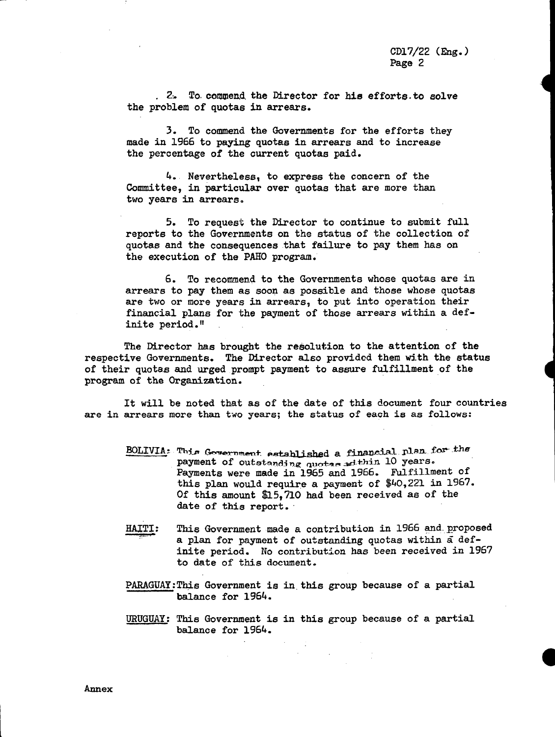2. To commend the Director for his efforts to solve the problem of quotas in arrears.

3. To commend the Governments for the efforts they made in 1966 to paying quotas in arrears and to increase the percentage of the current quotas paid.

4. Nevertheless, to express the concern of the Committee, in particular over quotas that are more than two years in arrears.

5. To request the Director to continue to submit full reports to the Governments on the status of the collection of quotas and the consequences that failure to pay them has on the execution of the PAHO program.

6. To recommend to the Governments whose quotas are in arrears to pay them as soon as possible and those whose quotas are two or more years in arrears, to put into operation their financial plans for the payment of those arrears within a definite period."

The Director has brought the resolution to the attention of the respective Governments. The Director also provided them with the status of their quotas and urged prompt payment to assure fulfillment of the program of the Organization.

It will be noted that as of the date of this document four countries are in arrears more than two years; the status of each is as follows:

<u>BOLIVIA</u>: This Government established a financial plan for the payment of outstanding quotas within 10 years. Payments were made in 1965 and 1966. Fulfillment of this plan would require a payment of $40,221 in 1967. Of this amount $15,710 had been received as of the date of this report.

<u>HAITI</u>: This Government made a contribution in 1966 and proposed a plan for payment of outstanding quotas within a definite period. No contribution has been received in 1967 to date of this document.

<u>PARAGUAY</u>: This Government is in this group because of a partial balance for 1964.

<u>URUGUAY</u>: This Government is in this group because of a partial balance for 1964.

Annex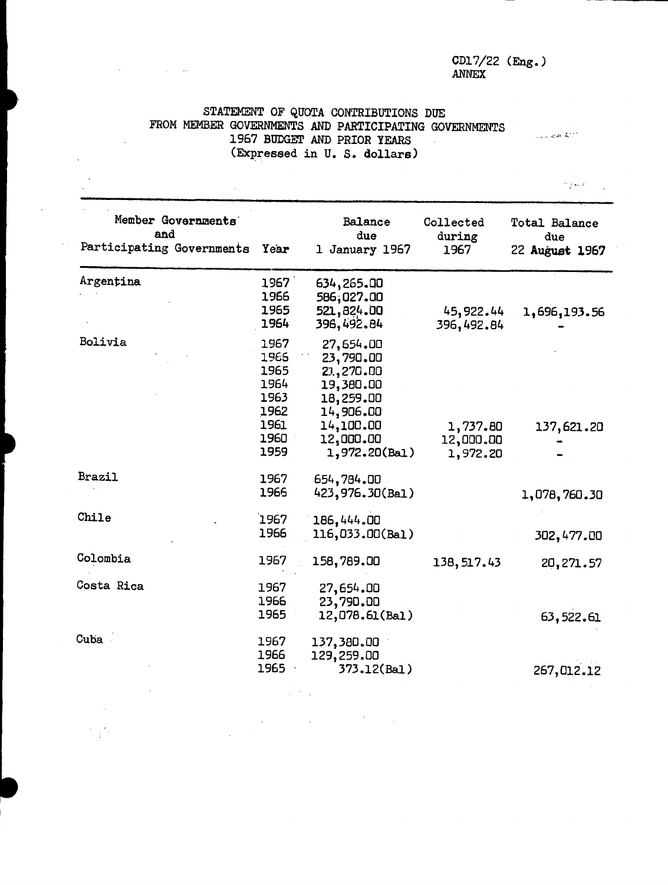CD17/22 (Eng.)
ANNEX

# STATEMENT OF QUOTA CONTRIBUTIONS DUE FROM MEMBER GOVERNMENTS AND PARTICIPATING GOVERNMENTS 1967 BUDGET AND PRIOR YEARS (Expressed in U. S. dollars)

| Member Governments and Participating Governments | Year | Balance due 1 January 1967 | Collected during 1967 | Total Balance due 22 August 1967 |
|---|---|---|---|---|
| Argentina | 1967 | 634,265.00 | | |
| | 1966 | 586,027.00 | | |
| | 1965 | 521,824.00 | 45,922.44 | 1,696,193.56 |
| | 1964 | 396,492.84 | 396,492.84 | - |
| Bolivia | 1967 | 27,654.00 | | |
| | 1966 | 23,790.00 | | |
| | 1965 | 21,270.00 | | |
| | 1964 | 19,380.00 | | |
| | 1963 | 18,259.00 | | |
| | 1962 | 14,906.00 | | |
| | 1961 | 14,100.00 | 1,737.80 | 137,621.20 |
| | 1960 | 12,000.00 | 12,000.00 | - |
| | 1959 | 1,972.20(Bal) | 1,972.20 | - |
| Brazil | 1967 | 654,784.00 | | |
| | 1966 | 423,976.30(Bal) | | 1,078,760.30 |
| Chile | 1967 | 186,444.00 | | |
| | 1966 | 116,033.00(Bal) | | 302,477.00 |
| Colombia | 1967 | 158,789.00 | 138,517.43 | 20,271.57 |
| Costa Rica | 1967 | 27,654.00 | | |
| | 1966 | 23,790.00 | | |
| | 1965 | 12,078.61(Bal) | | 63,522.61 |
| Cuba | 1967 | 137,380.00 | | |
| | 1966 | 129,259.00 | | |
| | 1965 | 373.12(Bal) | | 267,012.12 |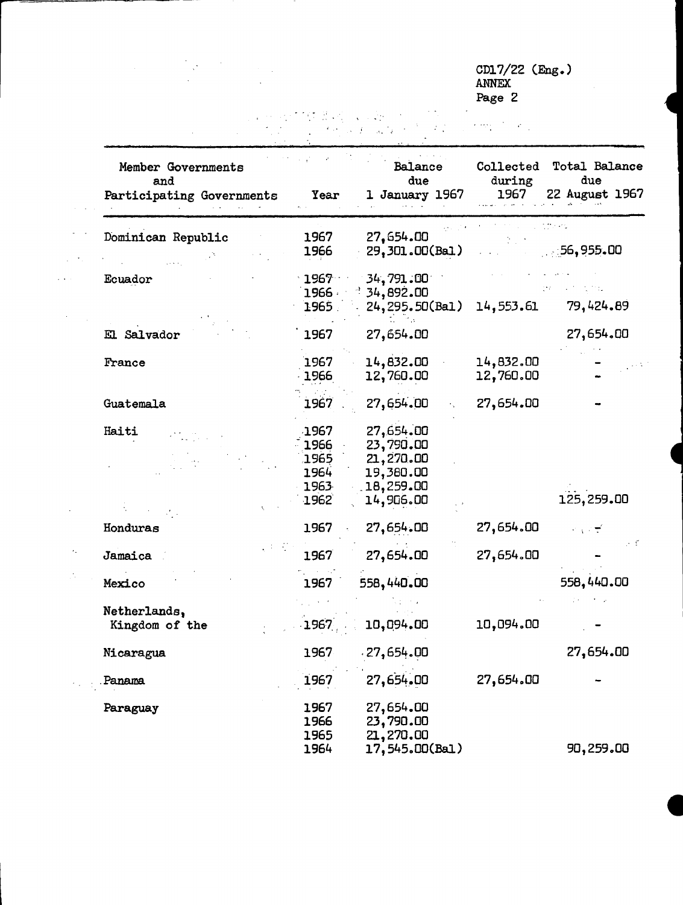| Member Governments and Participating Governments | Year | Balance due 1 January 1967 | Collected during 1967 | Total Balance due 22 August 1967 |
|---|---|---|---|---|
| Dominican Republic | 1967 | 27,654.00 | | |
| | 1966 | 29,301.00(Bal) | | 56,955.00 |
| Ecuador | 1967 | 34,791.00 | | |
| | 1966 | 34,892.00 | | |
| | 1965 | 24,295.50(Bal) | 14,553.61 | 79,424.89 |
| El Salvador | 1967 | 27,654.00 | | 27,654.00 |
| France | 1967 | 14,832.00 | 14,832.00 | - |
| | 1966 | 12,760.00 | 12,760.00 | - |
| Guatemala | 1967 | 27,654.00 | 27,654.00 | - |
| Haiti | 1967 | 27,654.00 | | |
| | 1966 | 23,790.00 | | |
| | 1965 | 21,270.00 | | |
| | 1964 | 19,380.00 | | |
| | 1963 | 18,259.00 | | |
| | 1962 | 14,906.00 | | 125,259.00 |
| Honduras | 1967 | 27,654.00 | 27,654.00 | - |
| Jamaica | 1967 | 27,654.00 | 27,654.00 | - |
| Mexico | 1967 | 558,440.00 | | 558,440.00 |
| Netherlands, Kingdom of the | 1967 | 10,094.00 | 10,094.00 | - |
| Nicaragua | 1967 | 27,654.00 | | 27,654.00 |
| Panama | 1967 | 27,654.00 | 27,654.00 | - |
| Paraguay | 1967 | 27,654.00 | | |
| | 1966 | 23,790.00 | | |
| | 1965 | 21,270.00 | | |
| | 1964 | 17,545.00(Bal) | | 90,259.00 |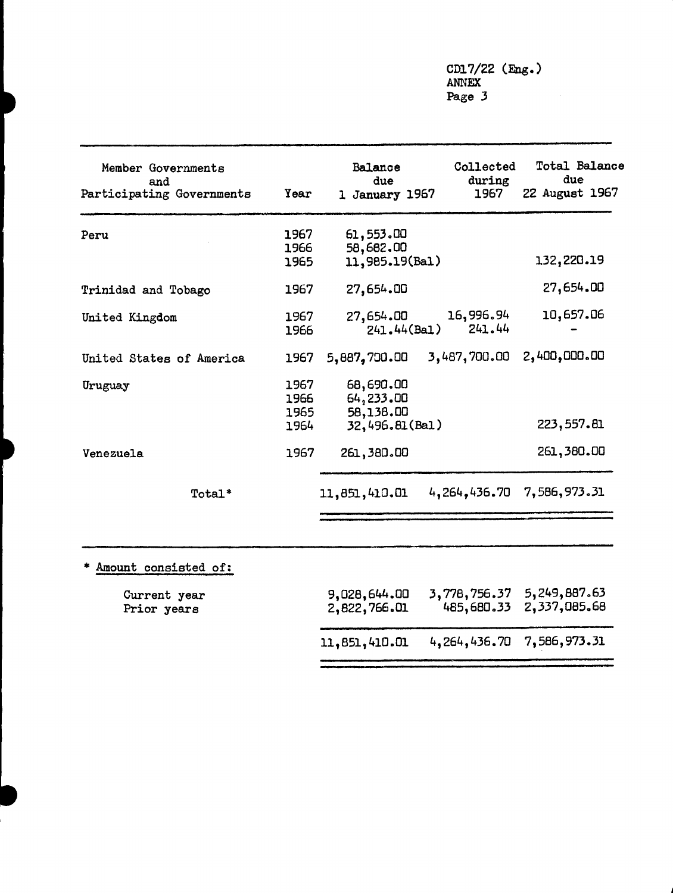| Member Governments and Participating Governments | Year | Balance due 1 January 1967 | Collected during 1967 | Total Balance due 22 August 1967 |
|---|---|---|---|---|
| Peru | 1967 | 61,553.00 | | |
| | 1966 | 58,682.00 | | |
| | 1965 | 11,985.19(Bal) | | 132,220.19 |
| Trinidad and Tobago | 1967 | 27,654.00 | | 27,654.00 |
| United Kingdom | 1967 | 27,654.00 | 16,996.94 | 10,657.06 |
| | 1966 | 241.44(Bal) | 241.44 | - |
| United States of America | 1967 | 5,887,700.00 | 3,487,700.00 | 2,400,000.00 |
| Uruguay | 1967 | 68,690.00 | | |
| | 1966 | 64,233.00 | | |
| | 1965 | 58,138.00 | | |
| | 1964 | 32,496.81(Bal) | | 223,557.81 |
| Venezuela | 1967 | 261,380.00 | | 261,380.00 |
| Total* | | 11,851,410.01 | 4,264,436.70 | 7,586,973.31 |

| | | | |
|---|---|---|---|
| * Amount consisted of: | | | |
| Current year | 9,028,644.00 | 3,778,756.37 | 5,249,887.63 |
| Prior years | 2,822,766.01 | 485,680.33 | 2,337,085.68 |
| | 11,851,410.01 | 4,264,436.70 | 7,586,973.31 |